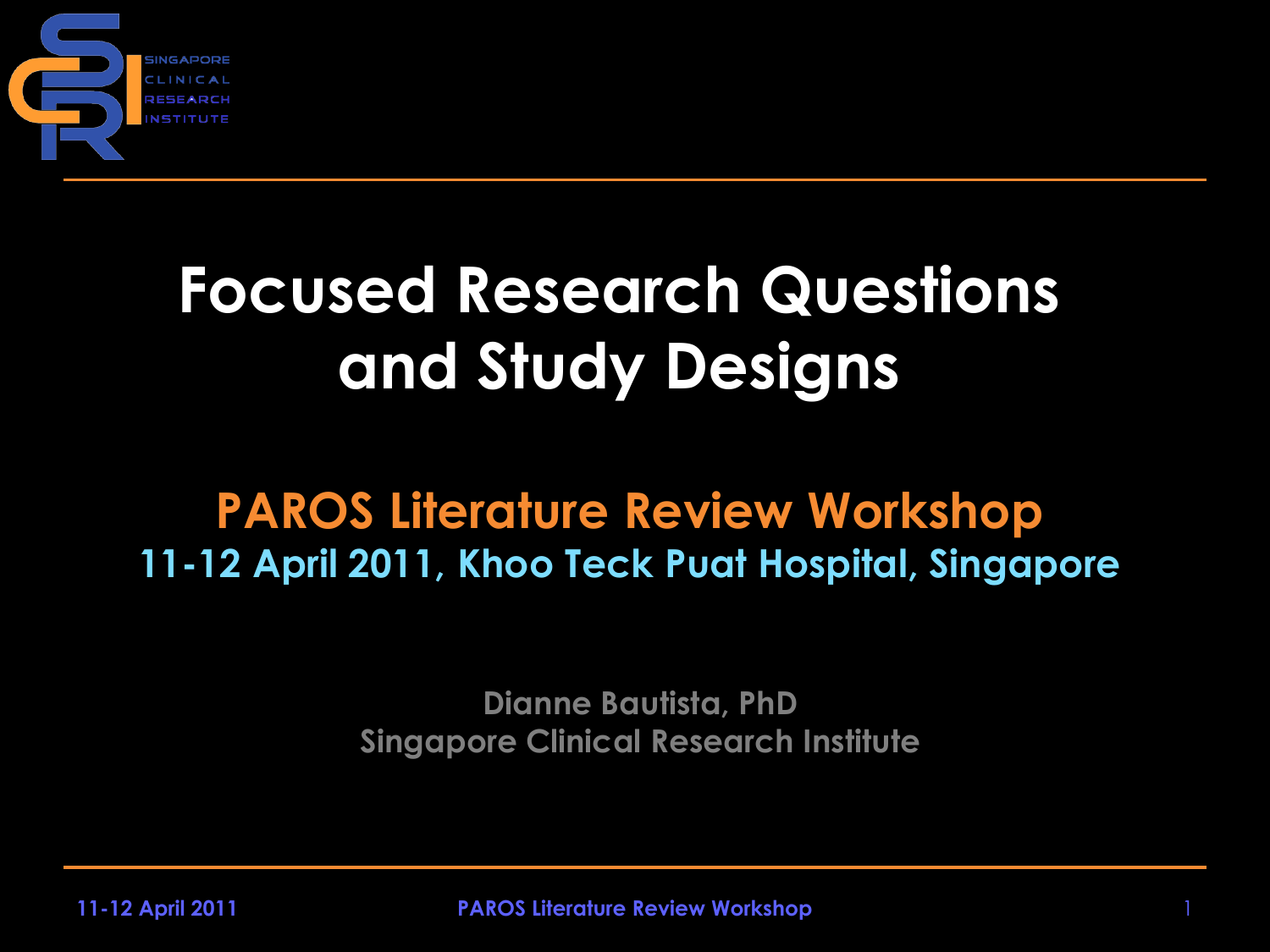# Focused Research Questions and Study Designs

## PAROS Literature Review Workshop

**11-12 April 2011, Khoo Teck Puat Hospital, Singapore**

Dianne Bautista, PhD

Singapore Clinical Research Institute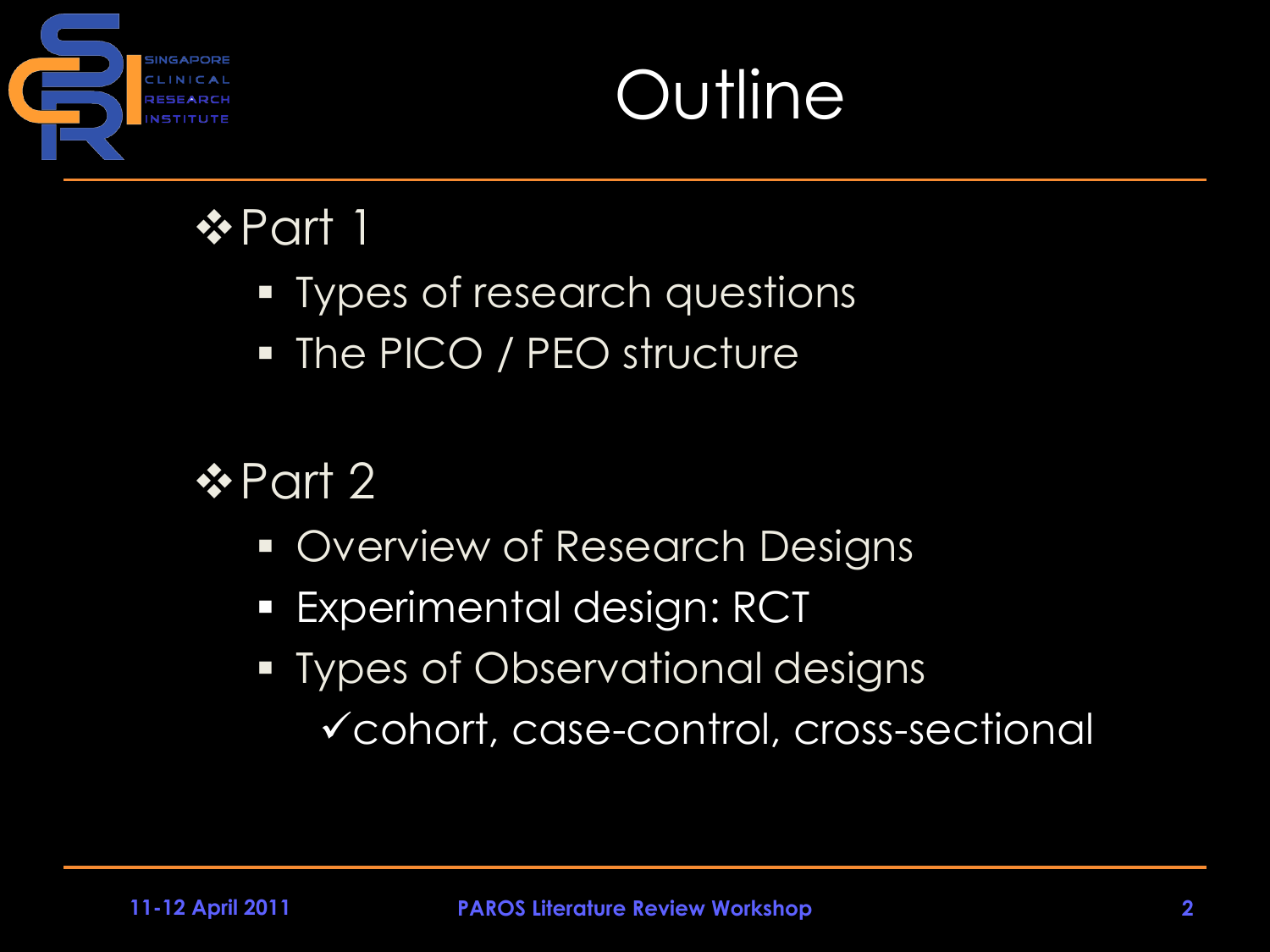# Outline

- Part 1
  - Types of research questions
  - The PICO / PEO structure

- Part 2
  - Overview of Research Designs
  - Experimental design: RCT
  - Types of Observational designs
    - ✓cohort, case-control, cross-sectional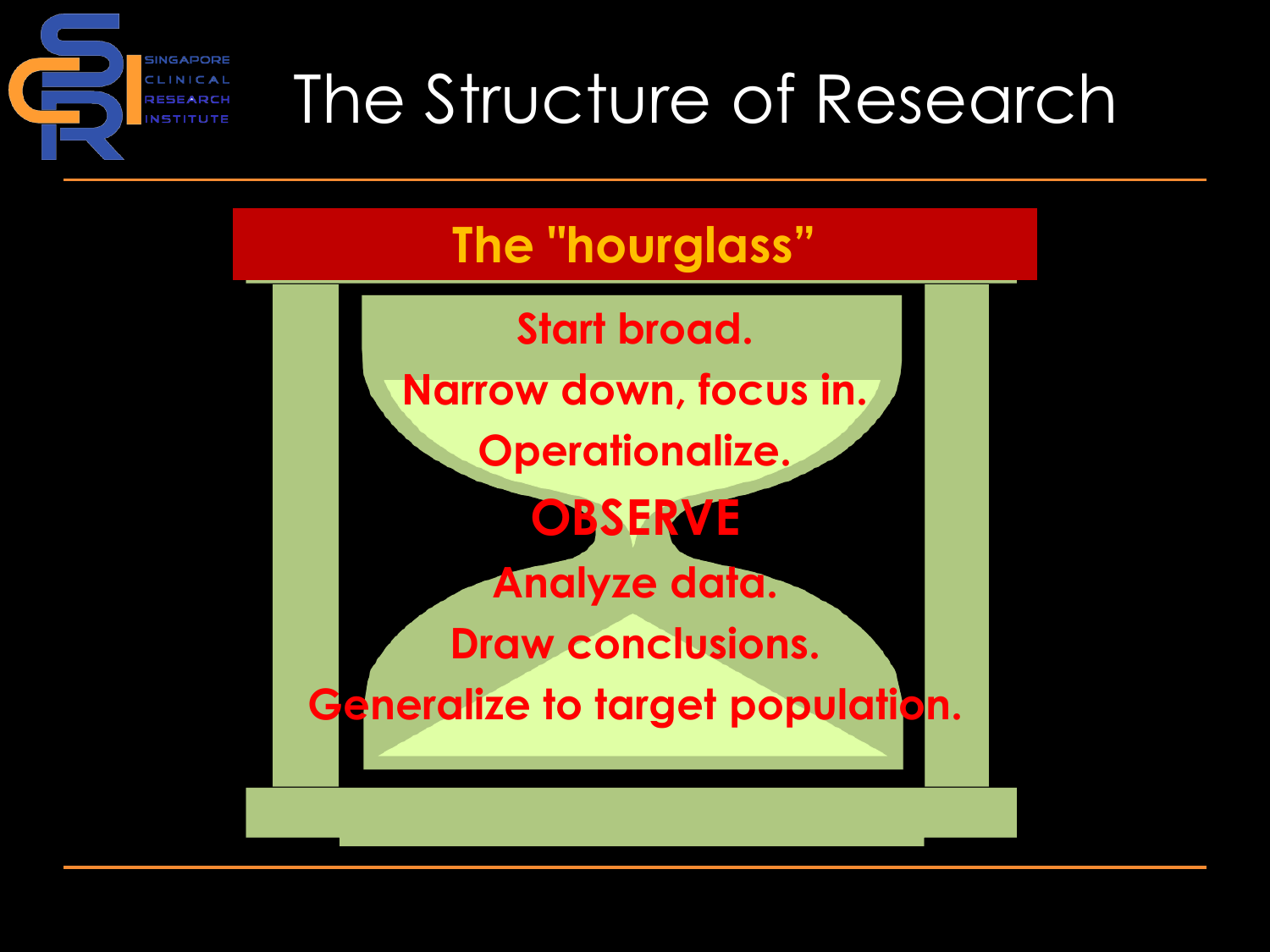# The Structure of Research

## The "hourglass"

**Start broad.**

**Narrow down, focus in.**

**Operationalize.**

**OBSERVE**

**Analyze data.**

**Draw conclusions.**

**Generalize to target population.**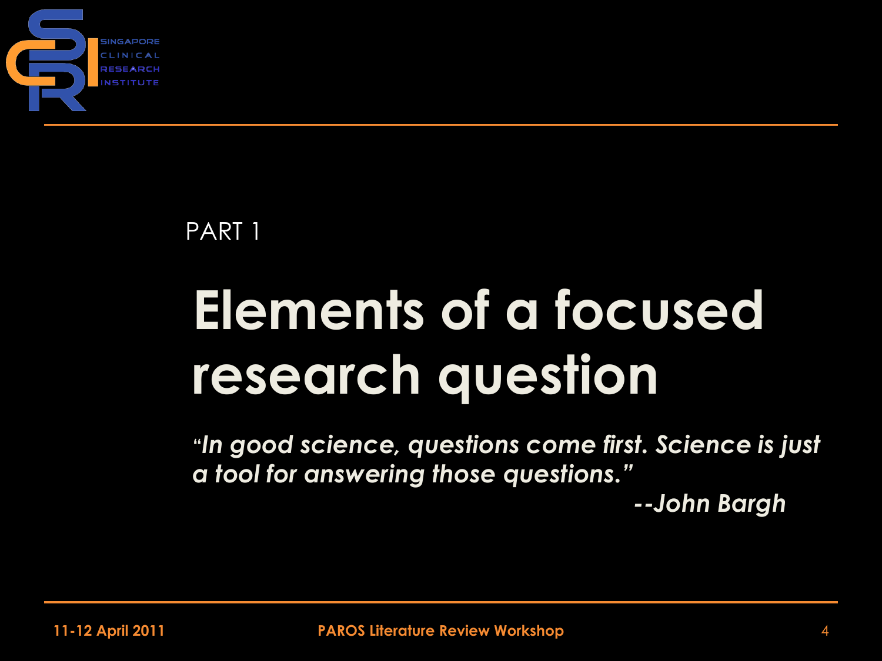PART 1

# Elements of a focused research question

*"In good science, questions come first. Science is just a tool for answering those questions."*

*--John Bargh*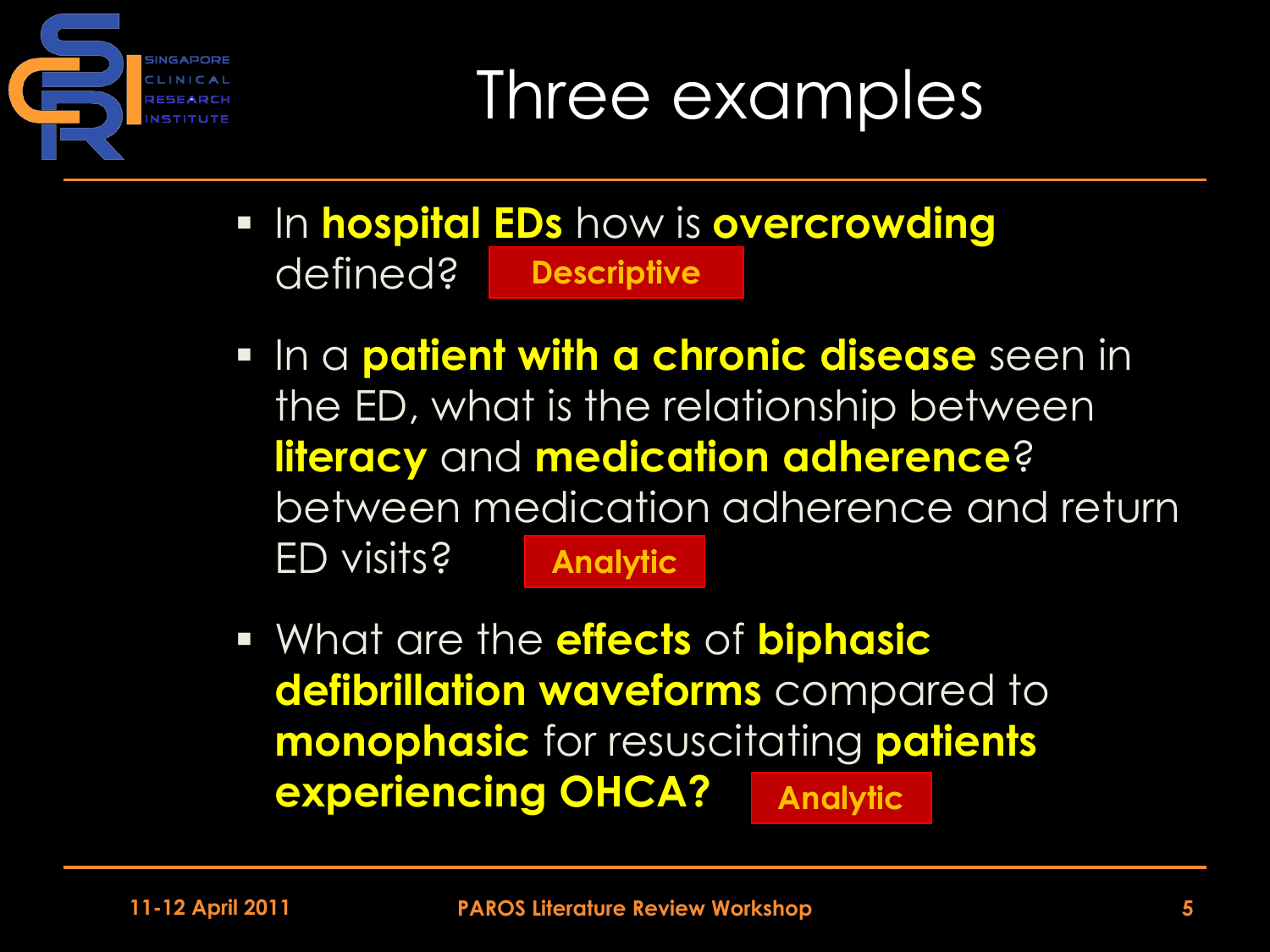# Three examples

- In **hospital EDs** how is **overcrowding** defined? **Descriptive**
- In a **patient with a chronic disease** seen in the ED, what is the relationship between **literacy** and **medication adherence**? between medication adherence and return ED visits? **Analytic**
- What are the **effects** of **biphasic defibrillation waveforms** compared to **monophasic** for resuscitating **patients experiencing OHCA?** **Analytic**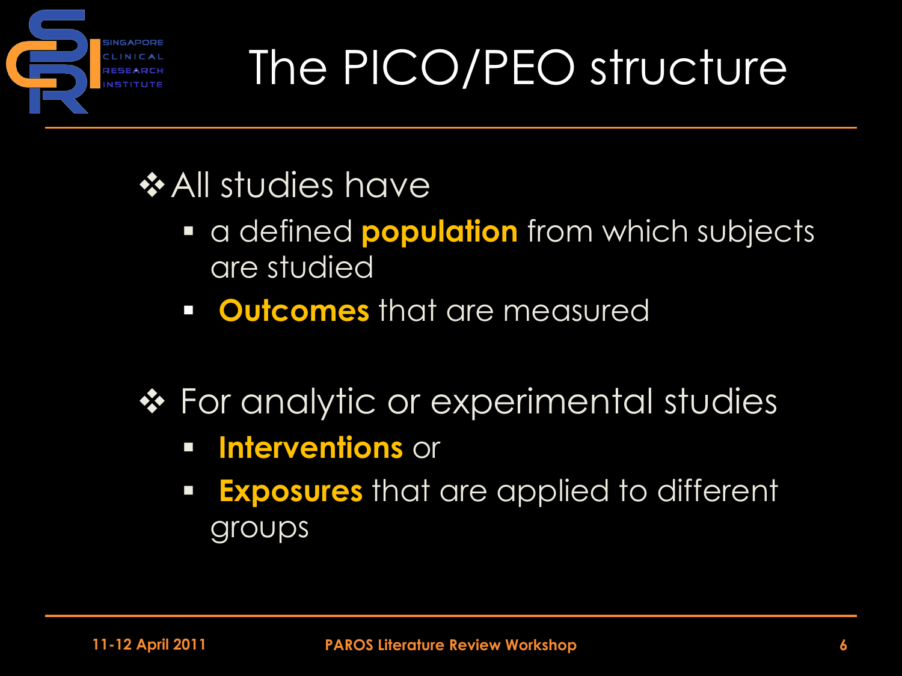# The PICO/PEO structure

- All studies have
  - a defined **population** from which subjects are studied
  - **Outcomes** that are measured
- For analytic or experimental studies
  - **Interventions** or
  - **Exposures** that are applied to different groups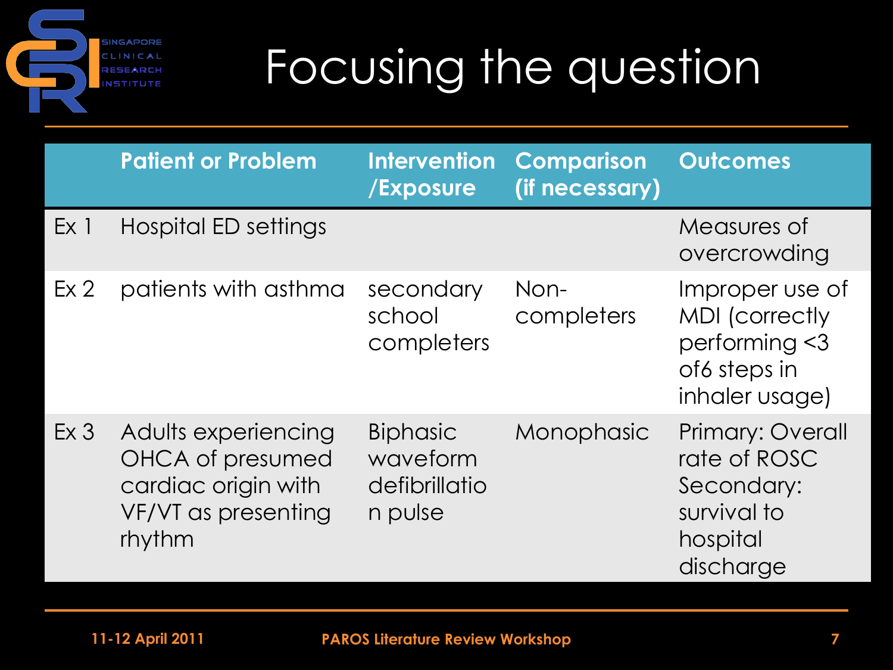# Focusing the question

| | Patient or Problem | Intervention /Exposure | Comparison (if necessary) | Outcomes |
|---|---|---|---|---|
| Ex 1 | Hospital ED settings | | | Measures of overcrowding |
| Ex 2 | patients with asthma | secondary school completers | Non-completers | Improper use of MDI (correctly performing <3 of6 steps in inhaler usage) |
| Ex 3 | Adults experiencing OHCA of presumed cardiac origin with VF/VT as presenting rhythm | Biphasic waveform defibrillation pulse | Monophasic | Primary: Overall rate of ROSC Secondary: survival to hospital discharge |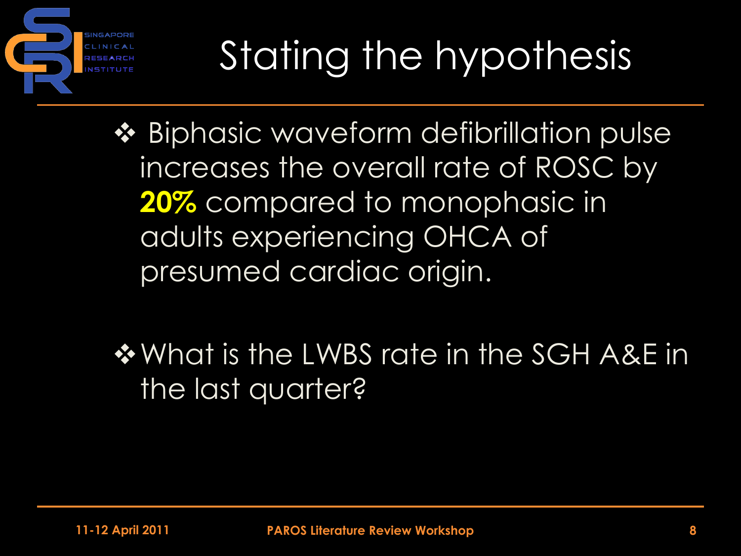# Stating the hypothesis

- Biphasic waveform defibrillation pulse increases the overall rate of ROSC by **20%** compared to monophasic in adults experiencing OHCA of presumed cardiac origin.

- What is the LWBS rate in the SGH A&E in the last quarter?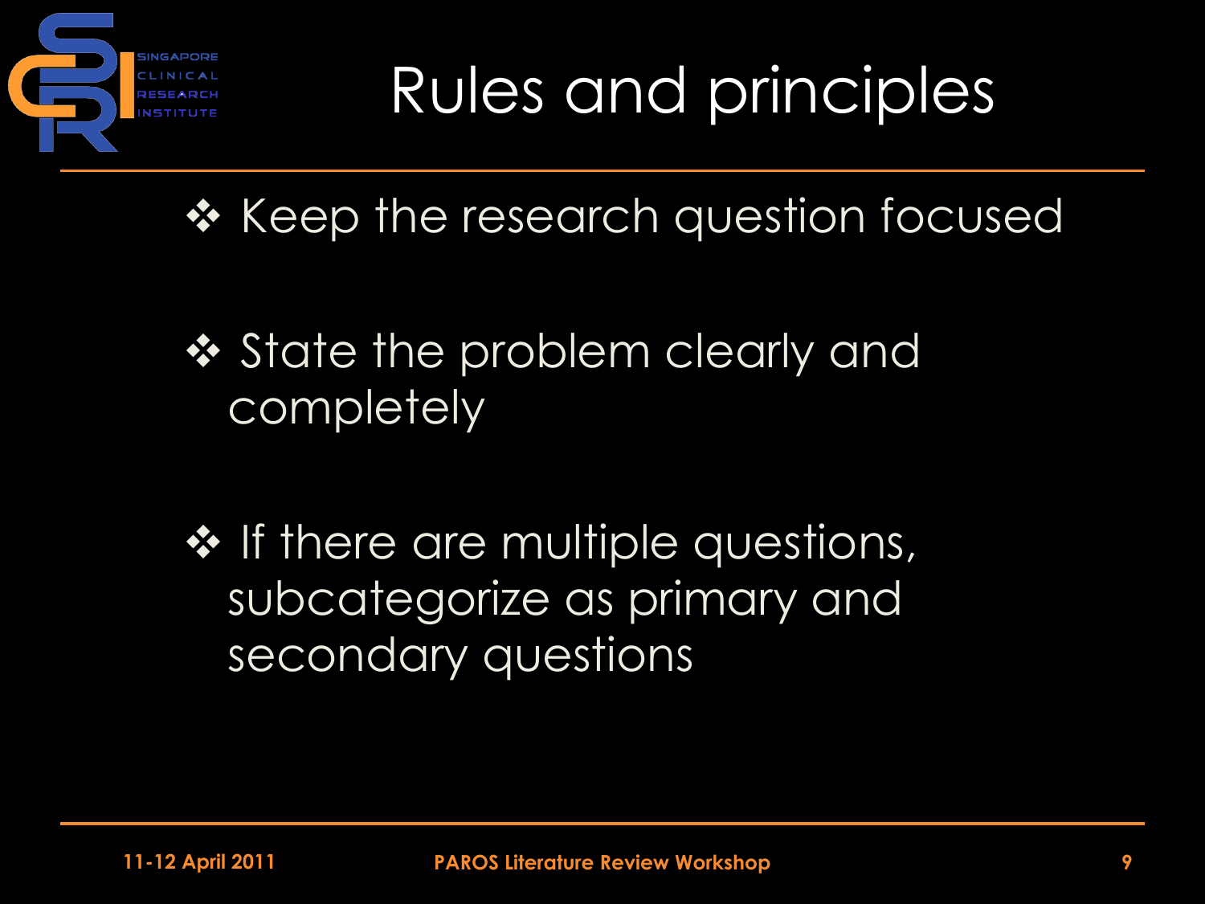# Rules and principles

- Keep the research question focused
- State the problem clearly and completely
- If there are multiple questions, subcategorize as primary and secondary questions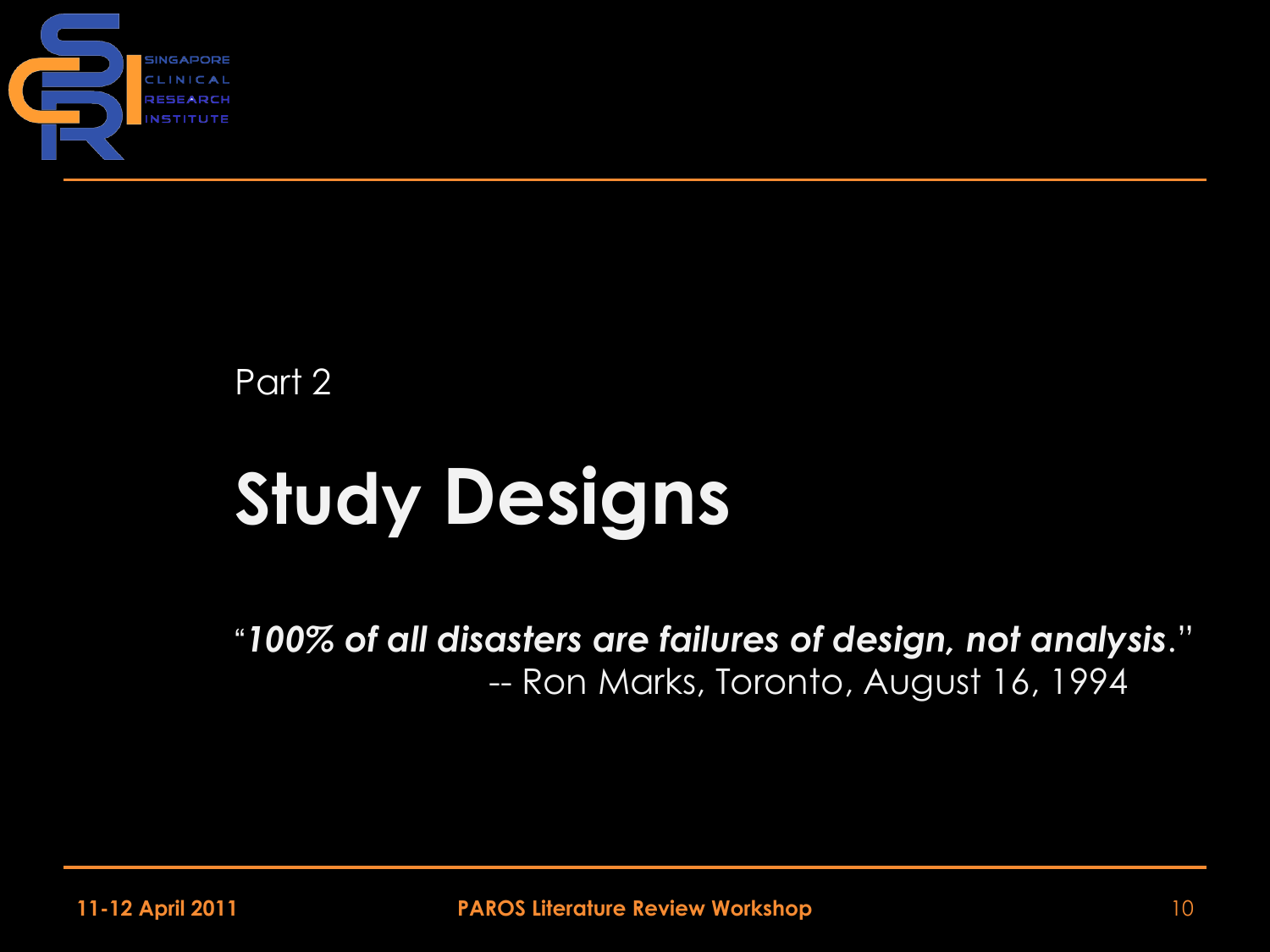Part 2

# Study Designs

"***100% of all disasters are failures of design, not analysis***."
-- Ron Marks, Toronto, August 16, 1994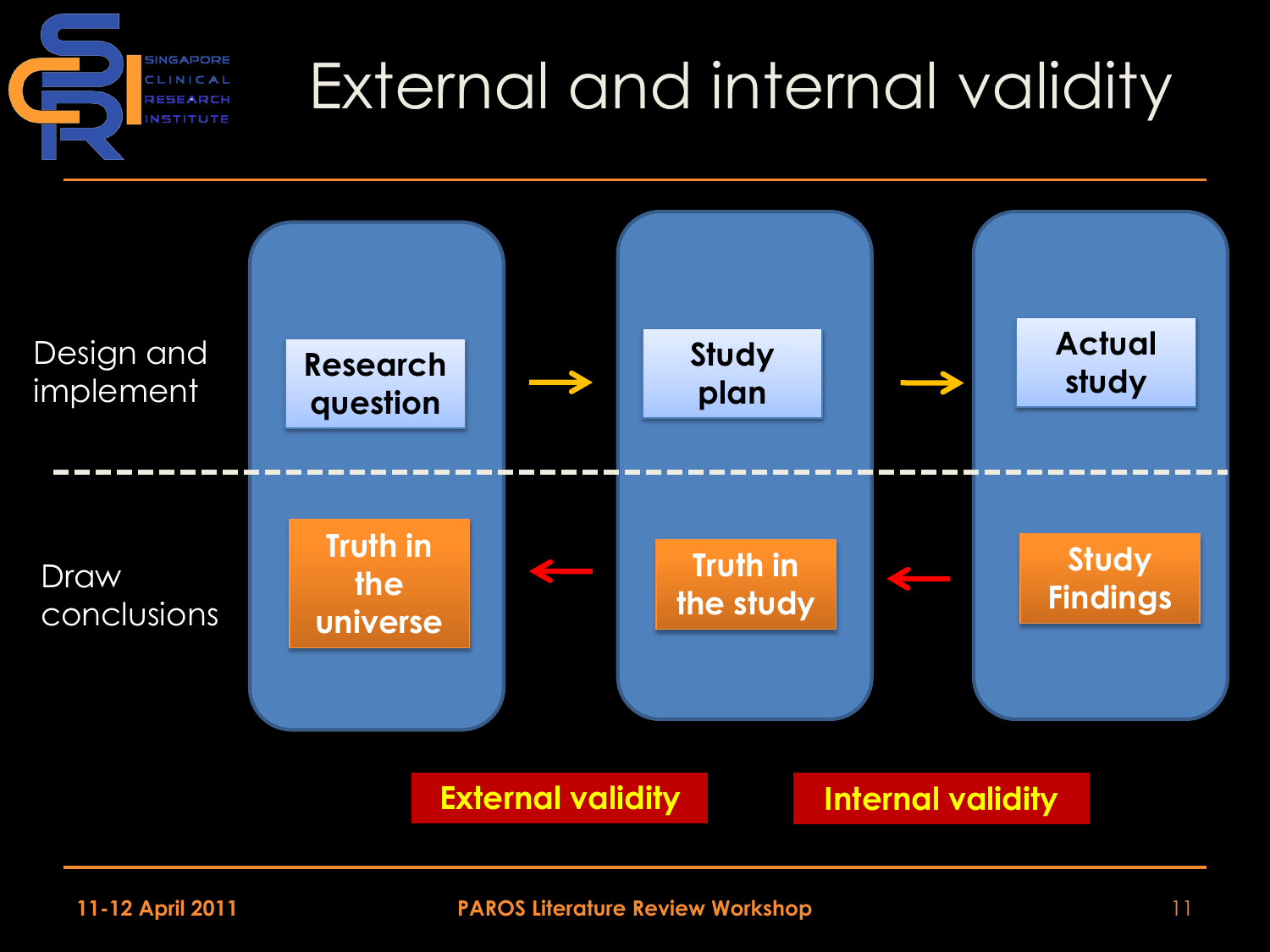# External and internal validity

| | | | | | |
|---|---|---|---|---|---|
| Design and implement | Research question | → | Study plan | → | Actual study |
| Draw conclusions | Truth in the universe | ← | Truth in the study | ← | Study Findings |

**External validity** | **Internal validity**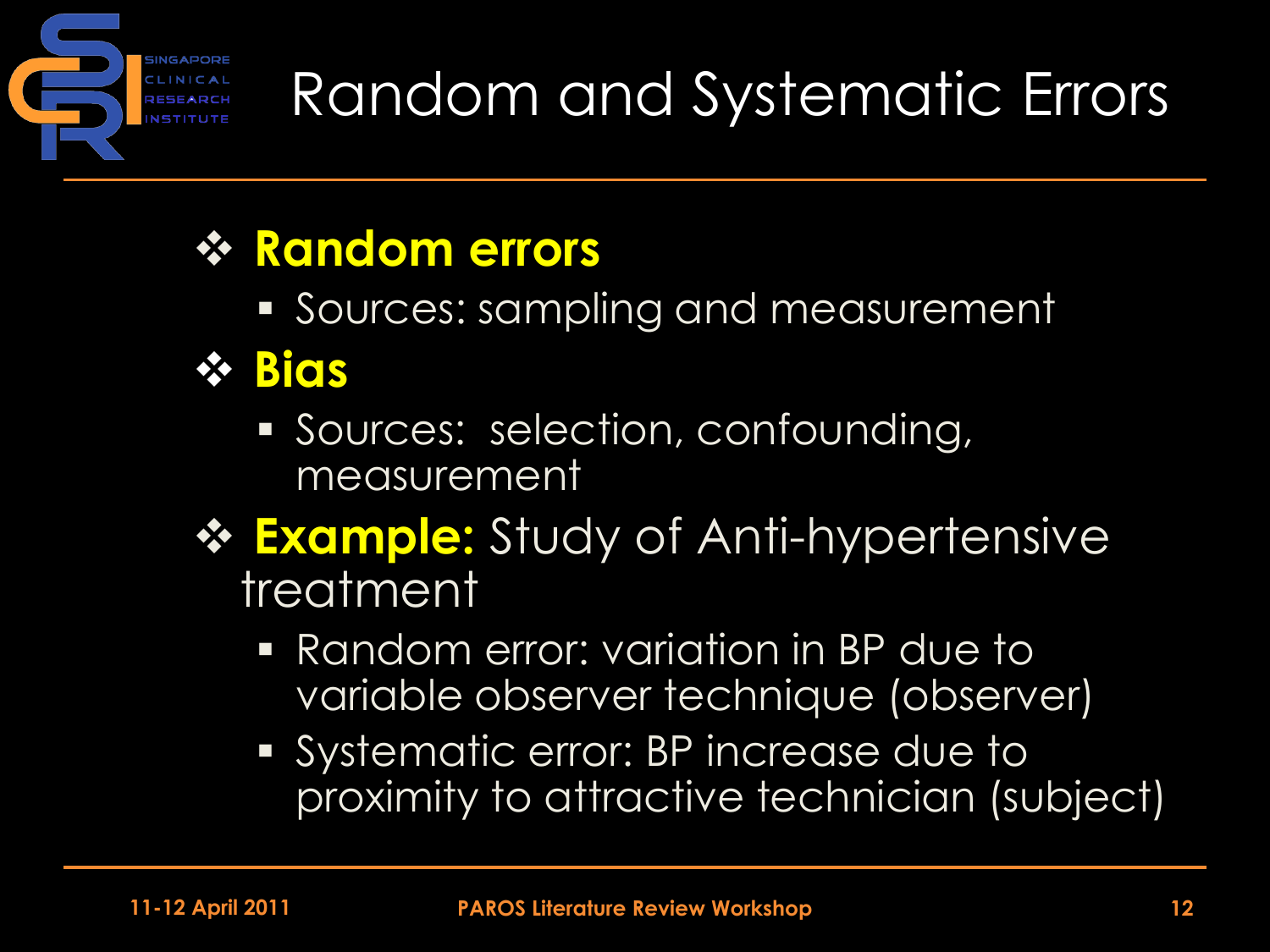# Random and Systematic Errors

- **Random errors**
  - Sources: sampling and measurement
- **Bias**
  - Sources: selection, confounding, measurement
- **Example:** Study of Anti-hypertensive treatment
  - Random error: variation in BP due to variable observer technique (observer)
  - Systematic error: BP increase due to proximity to attractive technician (subject)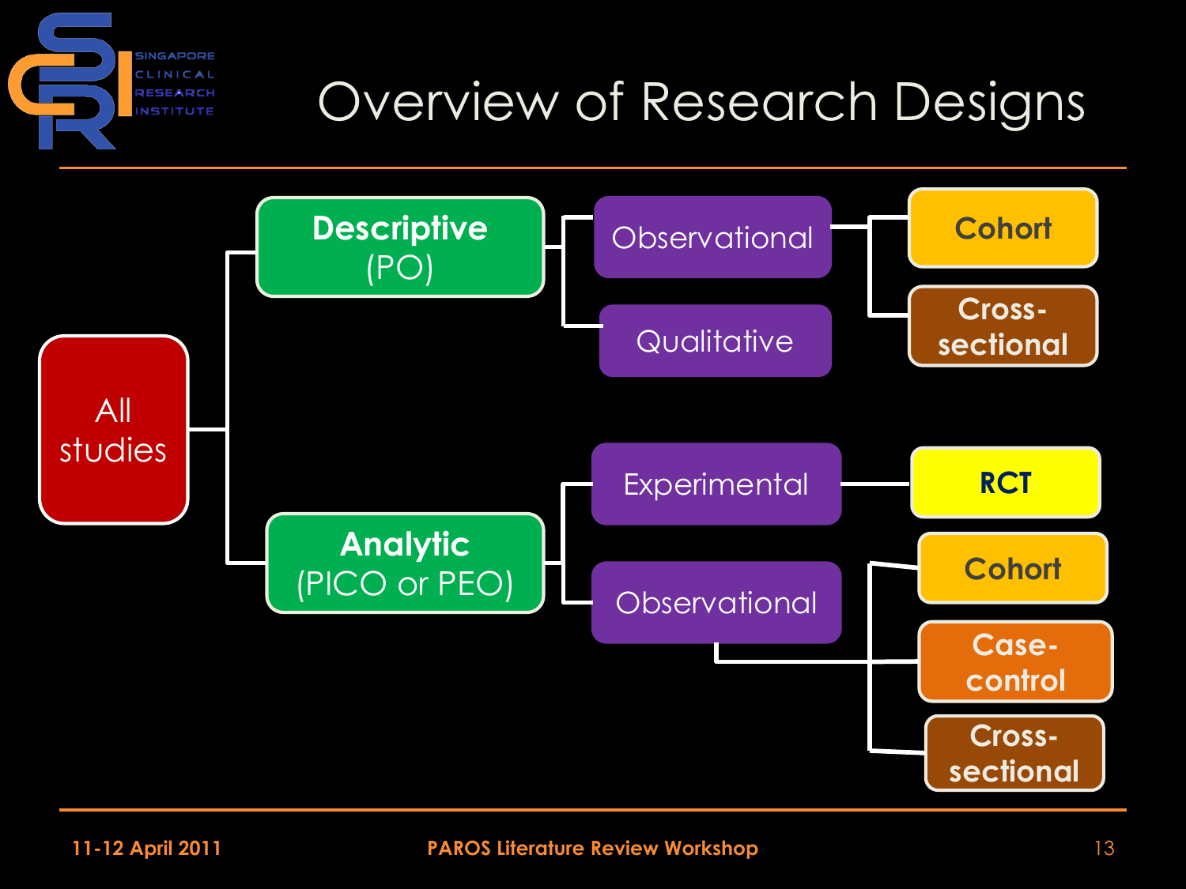# Overview of Research Designs

- **All studies**
  - **Descriptive** (PO)
    - Observational
      - Cohort
      - Cross-sectional
    - Qualitative
  - **Analytic** (PICO or PEO)
    - Experimental
      - RCT
    - Observational
      - Cohort
      - Case-control
      - Cross-sectional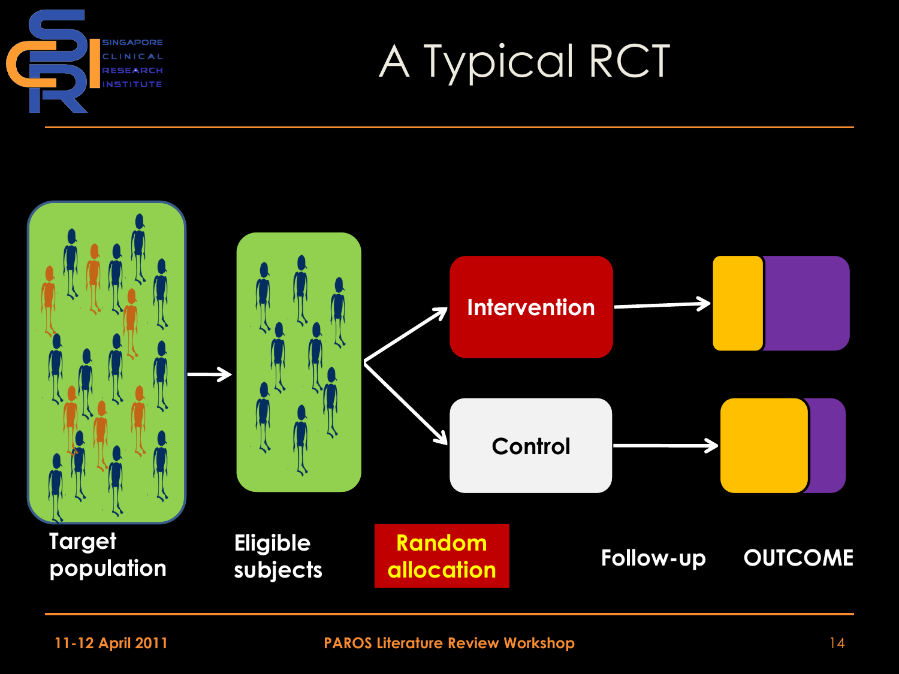# A Typical RCT

Intervention

Control

Target population

Eligible subjects

Random allocation

Follow-up

OUTCOME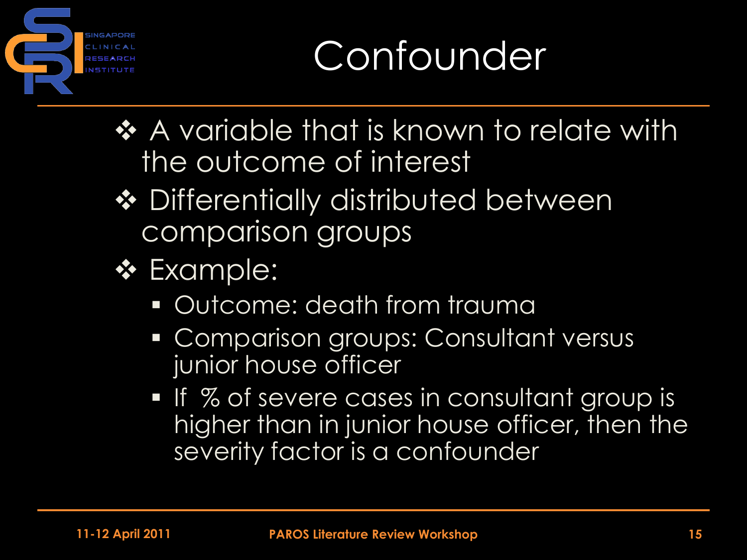# Confounder

- A variable that is known to relate with the outcome of interest
- Differentially distributed between comparison groups
- Example:
  - Outcome: death from trauma
  - Comparison groups: Consultant versus junior house officer
  - If % of severe cases in consultant group is higher than in junior house officer, then the severity factor is a confounder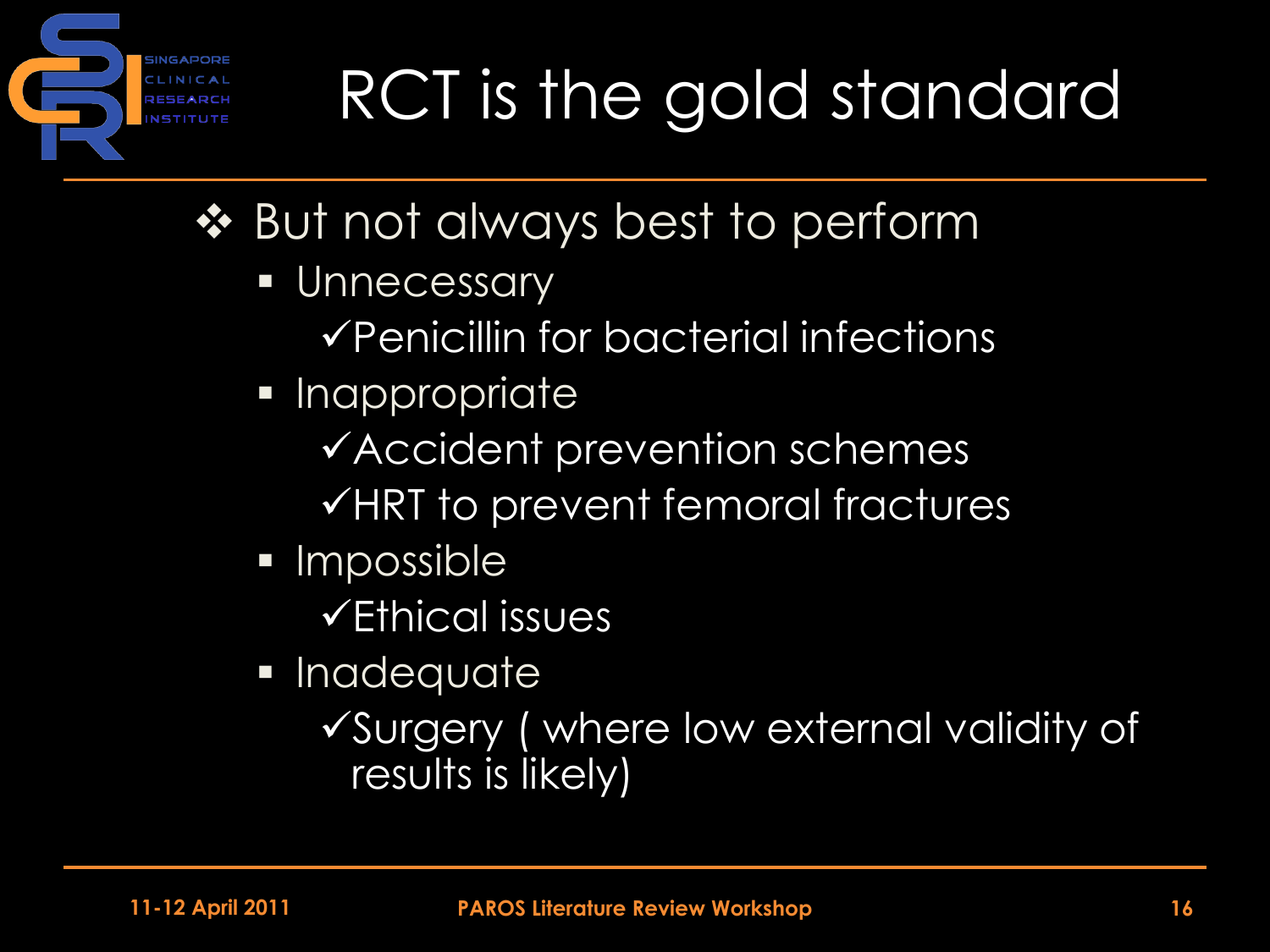# RCT is the gold standard

- But not always best to perform
  - Unnecessary
    - ✓Penicillin for bacterial infections
  - Inappropriate
    - ✓Accident prevention schemes
    - ✓HRT to prevent femoral fractures
  - Impossible
    - ✓Ethical issues
  - Inadequate
    - ✓Surgery ( where low external validity of results is likely)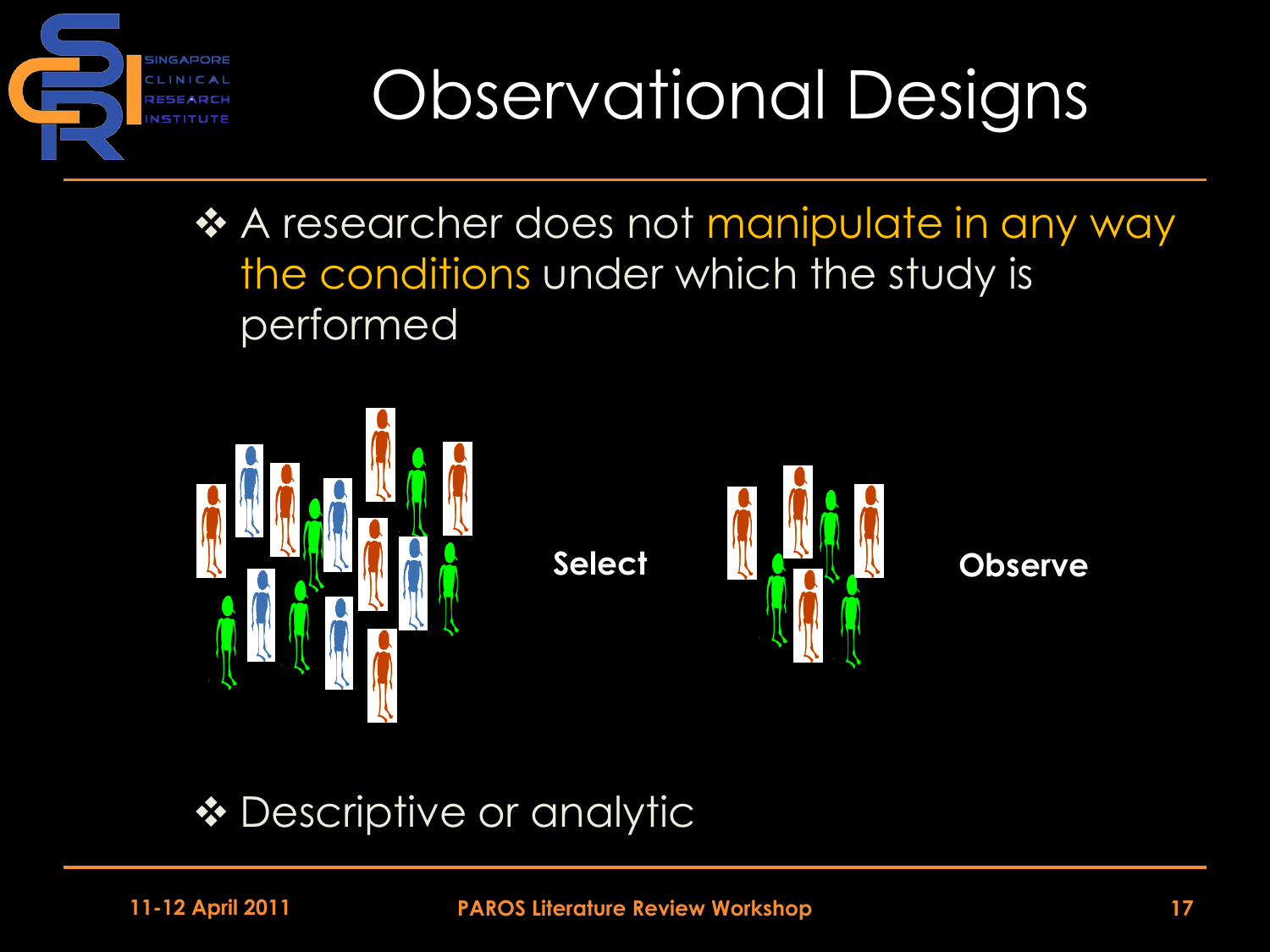# Observational Designs

- A researcher does not manipulate in any way the conditions under which the study is performed

Select

Observe

- Descriptive or analytic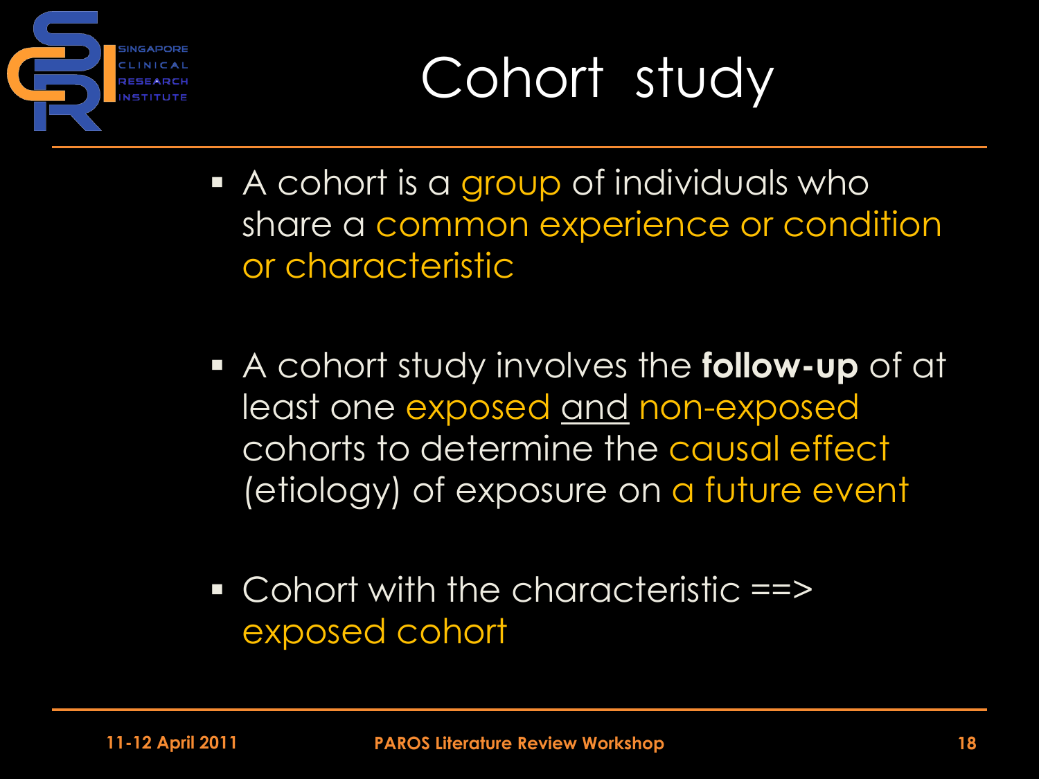# Cohort study

- A cohort is a group of individuals who share a common experience or condition or characteristic

- A cohort study involves the **follow-up** of at least one exposed and non-exposed cohorts to determine the causal effect (etiology) of exposure on a future event

- Cohort with the characteristic ==> exposed cohort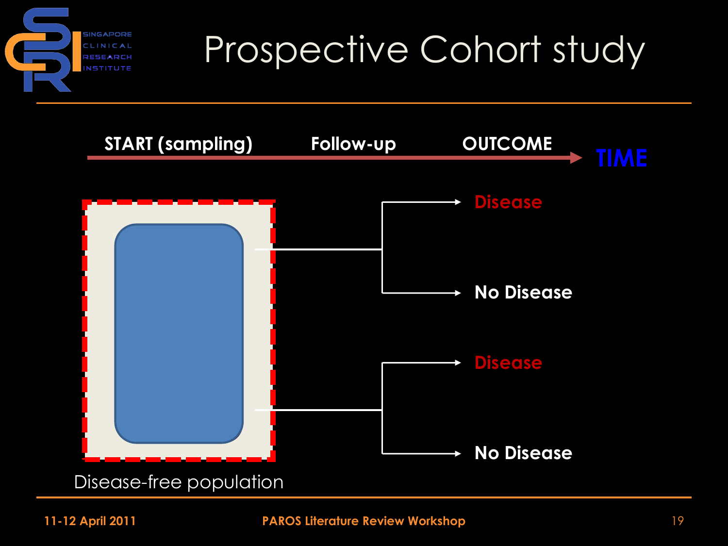# Prospective Cohort study

**START (sampling)** — **Follow-up** — **OUTCOME** → **TIME**

Disease-free population

- Disease
- No Disease
- Disease
- No Disease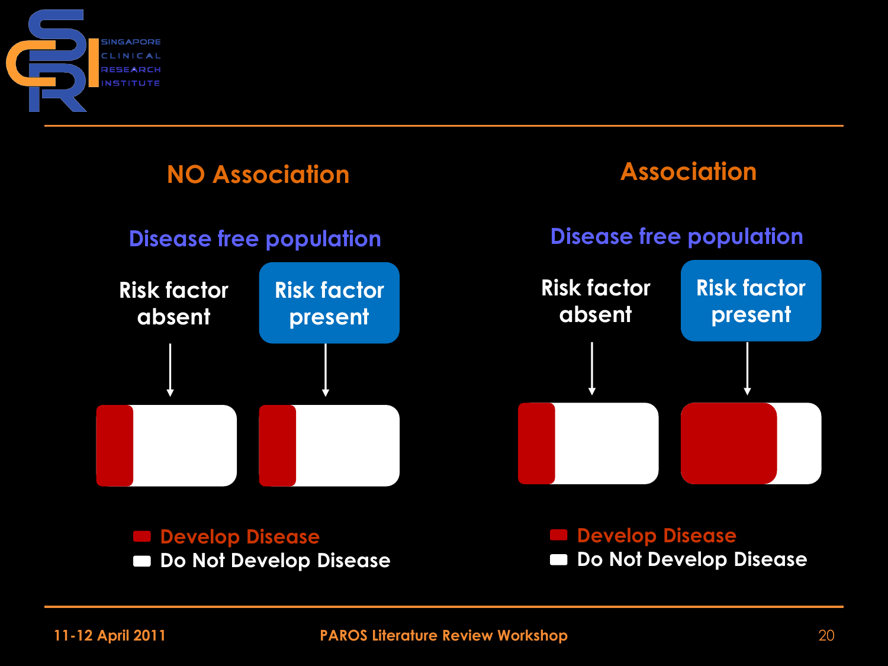## NO Association

**Disease free population**

Risk factor absent → 

Risk factor present → 

- Develop Disease
- Do Not Develop Disease

## Association

**Disease free population**

Risk factor absent → 

Risk factor present → 

- Develop Disease
- Do Not Develop Disease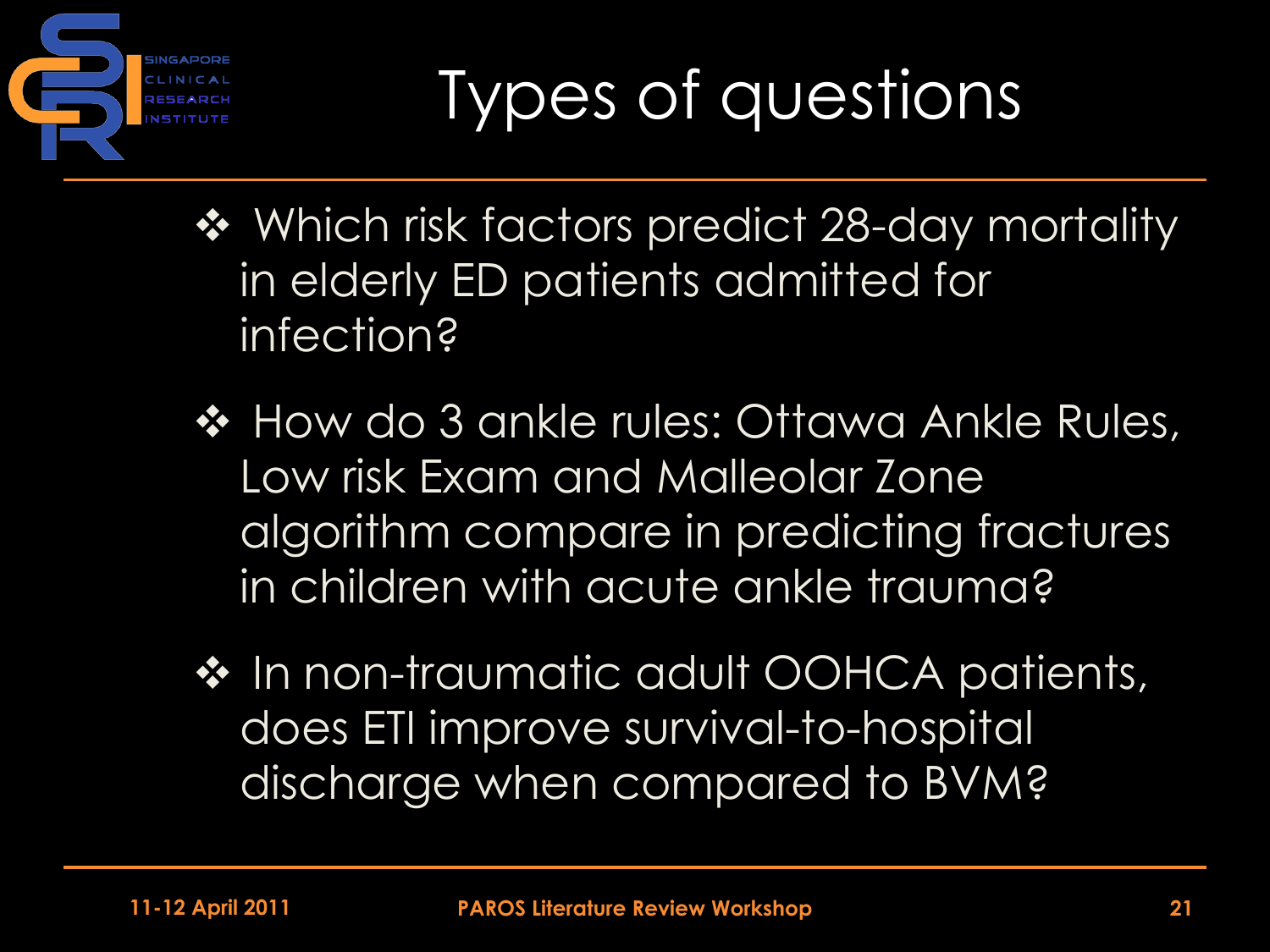# Types of questions

- Which risk factors predict 28-day mortality in elderly ED patients admitted for infection?
- How do 3 ankle rules: Ottawa Ankle Rules, Low risk Exam and Malleolar Zone algorithm compare in predicting fractures in children with acute ankle trauma?
- In non-traumatic adult OOHCA patients, does ETI improve survival-to-hospital discharge when compared to BVM?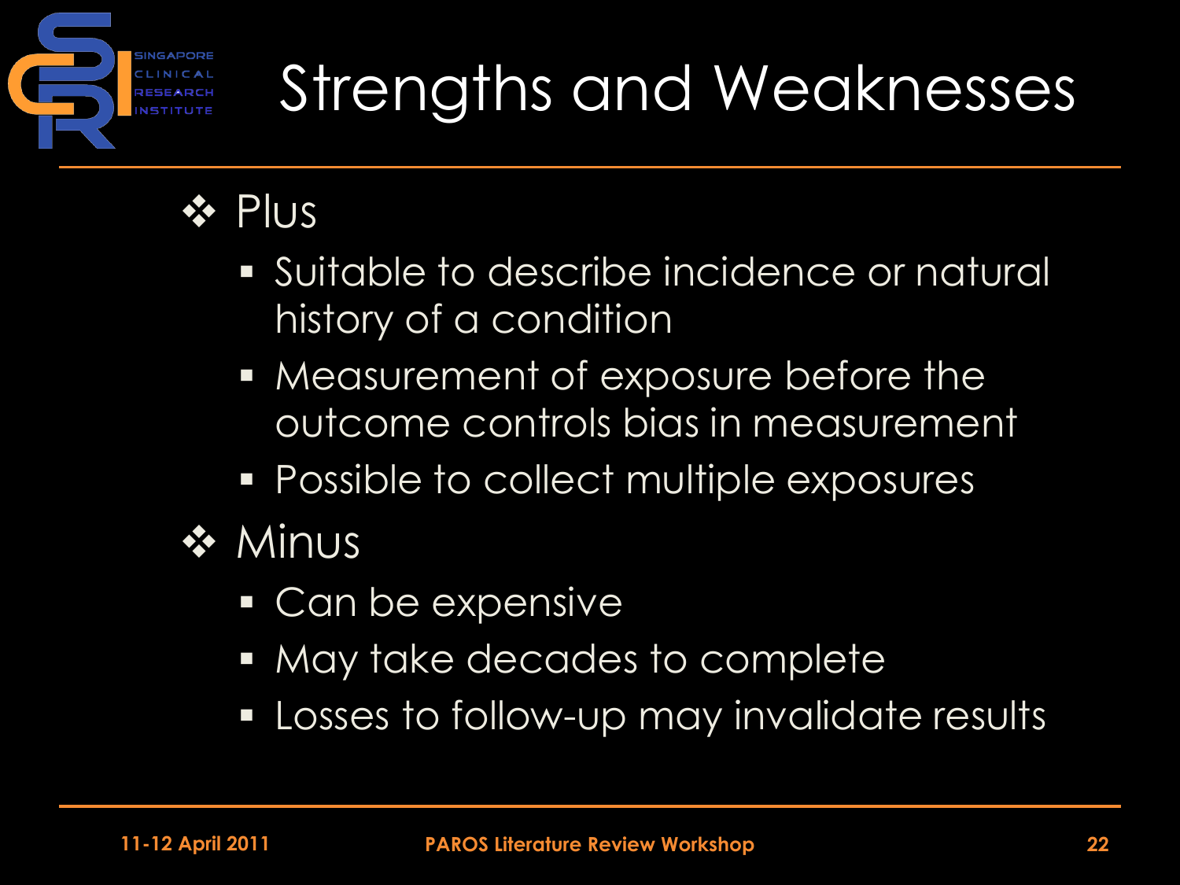# Strengths and Weaknesses

- Plus
  - Suitable to describe incidence or natural history of a condition
  - Measurement of exposure before the outcome controls bias in measurement
  - Possible to collect multiple exposures
- Minus
  - Can be expensive
  - May take decades to complete
  - Losses to follow-up may invalidate results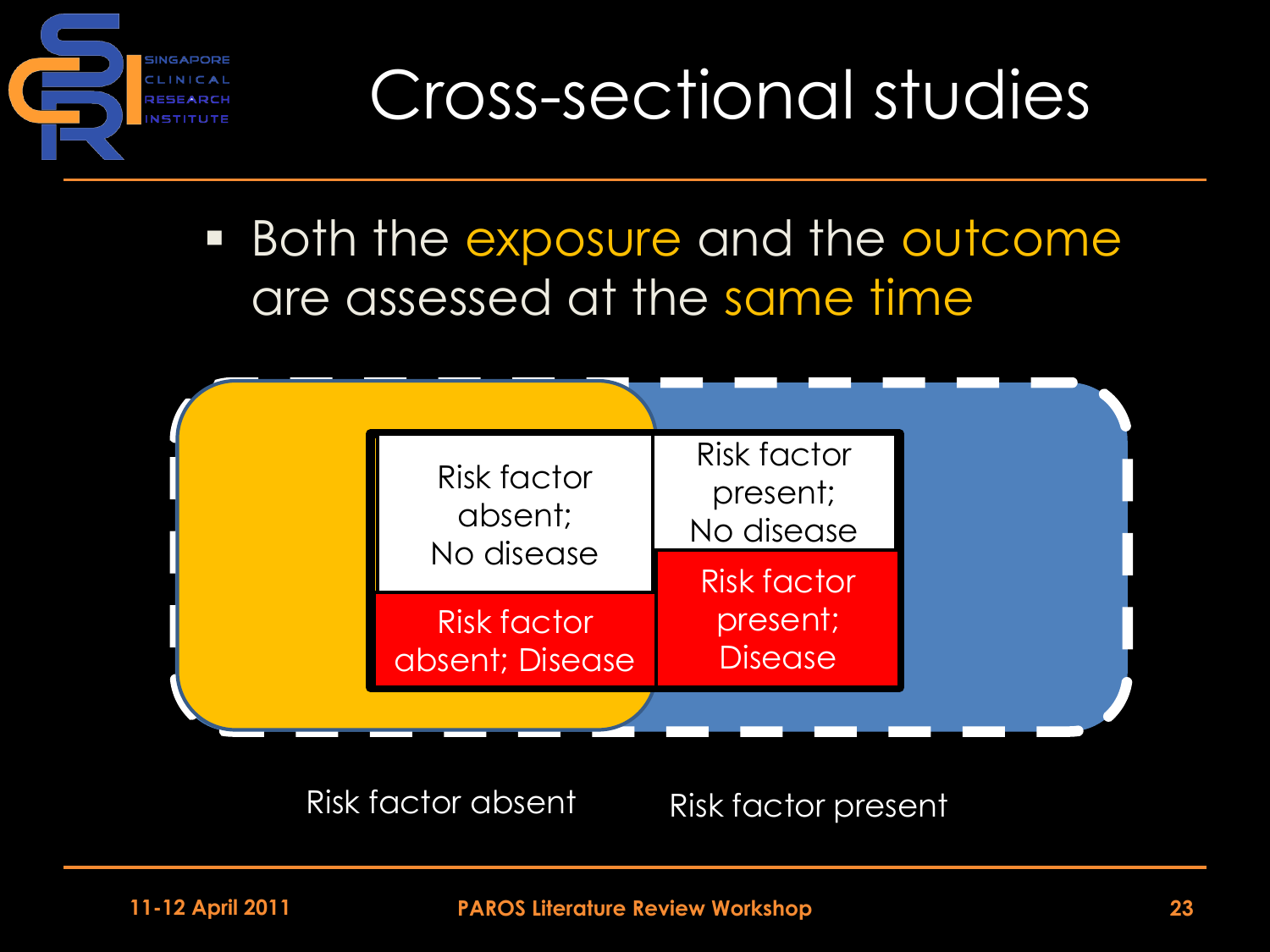# Cross-sectional studies

- Both the exposure and the outcome are assessed at the same time

| Risk factor absent | Risk factor present |
| --- | --- |
| Risk factor absent; No disease | Risk factor present; No disease |
| Risk factor absent; Disease | Risk factor present; Disease |

Risk factor absent

Risk factor present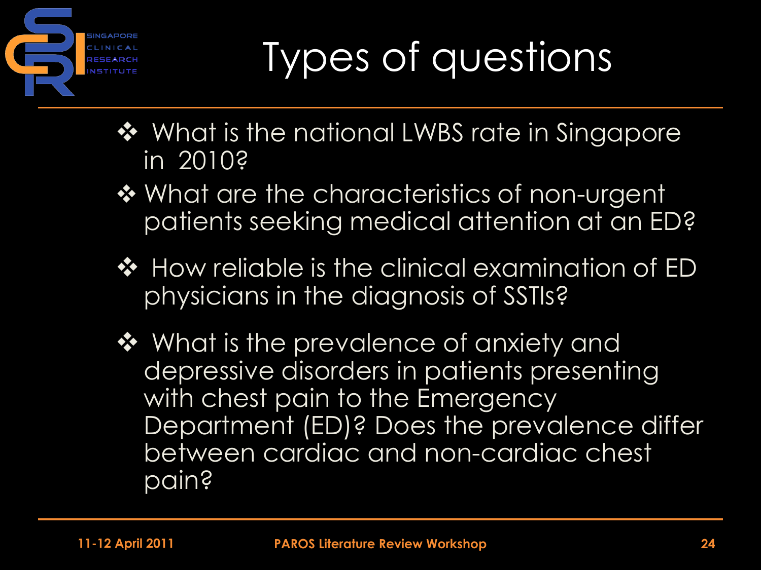# Types of questions

- What is the national LWBS rate in Singapore in 2010?
- What are the characteristics of non-urgent patients seeking medical attention at an ED?
- How reliable is the clinical examination of ED physicians in the diagnosis of SSTIs?
- What is the prevalence of anxiety and depressive disorders in patients presenting with chest pain to the Emergency Department (ED)? Does the prevalence differ between cardiac and non-cardiac chest pain?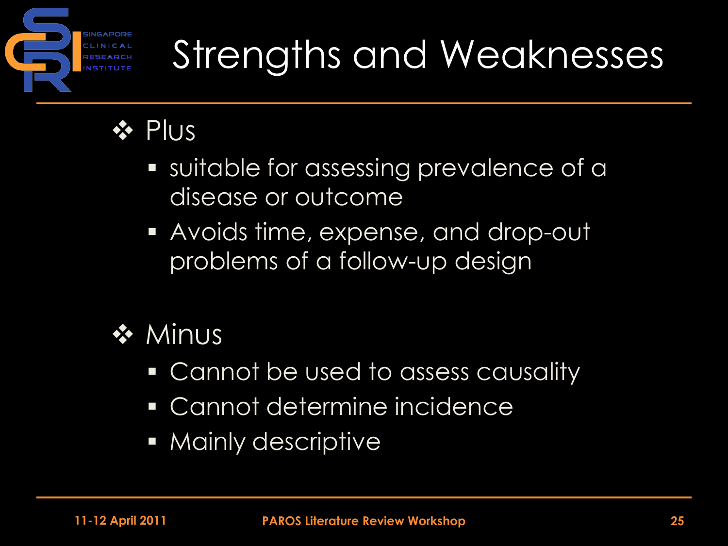# Strengths and Weaknesses

- Plus
  - suitable for assessing prevalence of a disease or outcome
  - Avoids time, expense, and drop-out problems of a follow-up design
- Minus
  - Cannot be used to assess causality
  - Cannot determine incidence
  - Mainly descriptive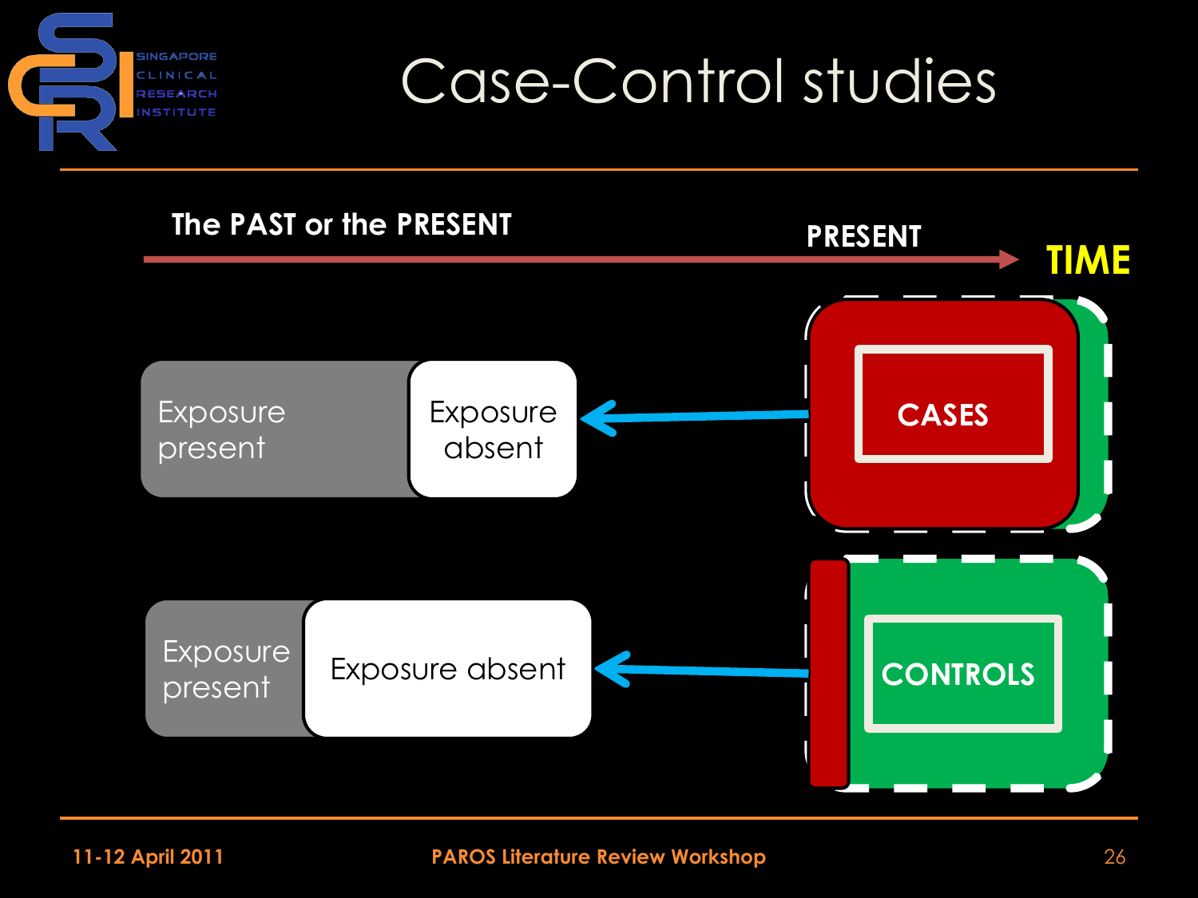# Case-Control studies

The PAST or the PRESENT

PRESENT

TIME

Exposure present | Exposure absent ← CASES

Exposure present | Exposure absent ← CONTROLS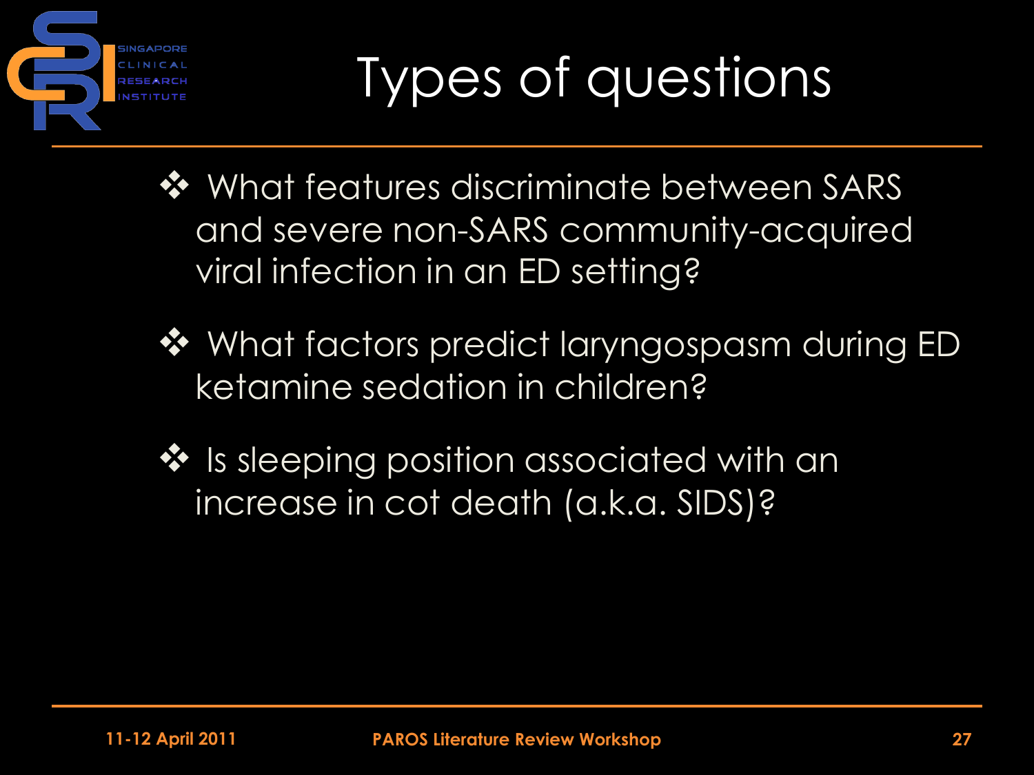# Types of questions

- What features discriminate between SARS and severe non-SARS community-acquired viral infection in an ED setting?
- What factors predict laryngospasm during ED ketamine sedation in children?
- Is sleeping position associated with an increase in cot death (a.k.a. SIDS)?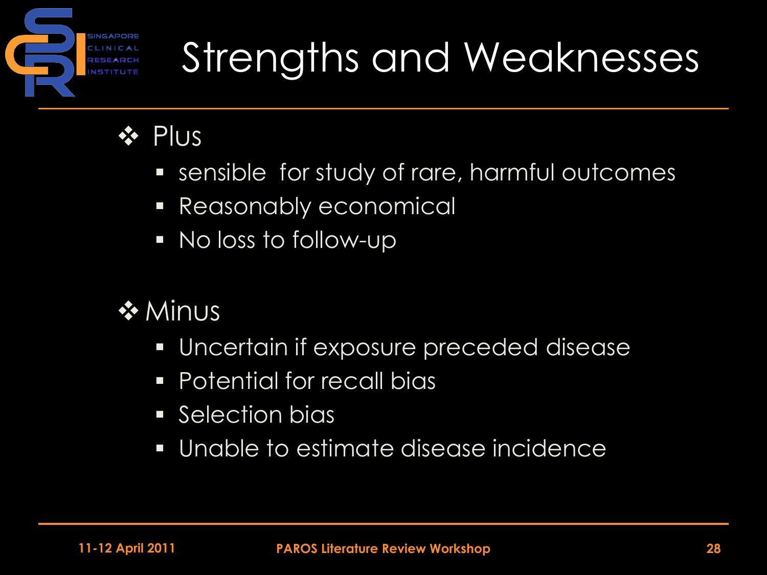# Strengths and Weaknesses

- Plus
  - sensible for study of rare, harmful outcomes
  - Reasonably economical
  - No loss to follow-up

- Minus
  - Uncertain if exposure preceded disease
  - Potential for recall bias
  - Selection bias
  - Unable to estimate disease incidence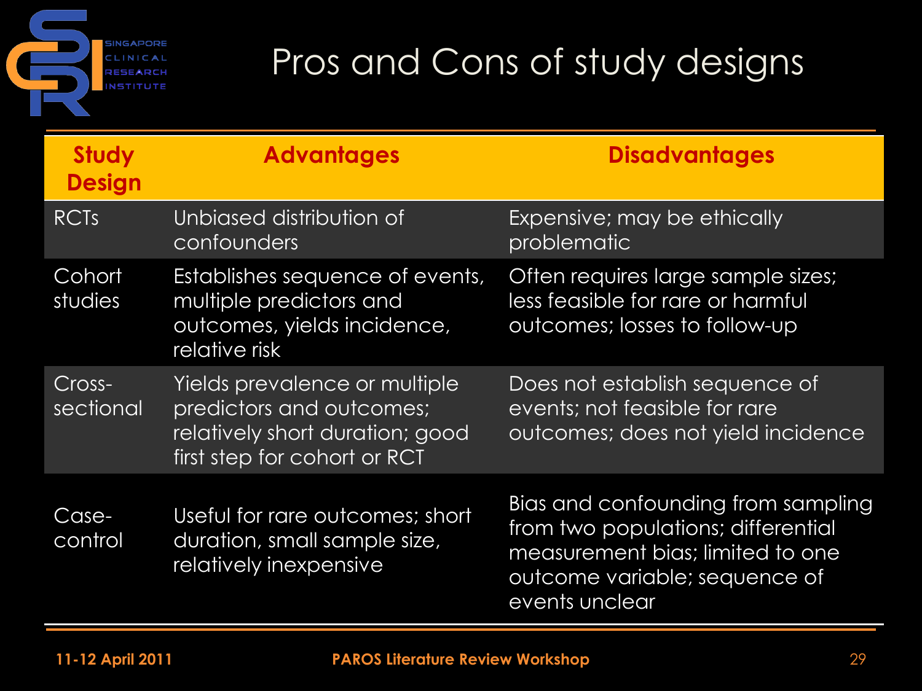# Pros and Cons of study designs

| Study Design | Advantages | Disadvantages |
|---|---|---|
| RCTs | Unbiased distribution of confounders | Expensive; may be ethically problematic |
| Cohort studies | Establishes sequence of events, multiple predictors and outcomes, yields incidence, relative risk | Often requires large sample sizes; less feasible for rare or harmful outcomes; losses to follow-up |
| Cross-sectional | Yields prevalence or multiple predictors and outcomes; relatively short duration; good first step for cohort or RCT | Does not establish sequence of events; not feasible for rare outcomes; does not yield incidence |
| Case-control | Useful for rare outcomes; short duration, small sample size, relatively inexpensive | Bias and confounding from sampling from two populations; differential measurement bias; limited to one outcome variable; sequence of events unclear |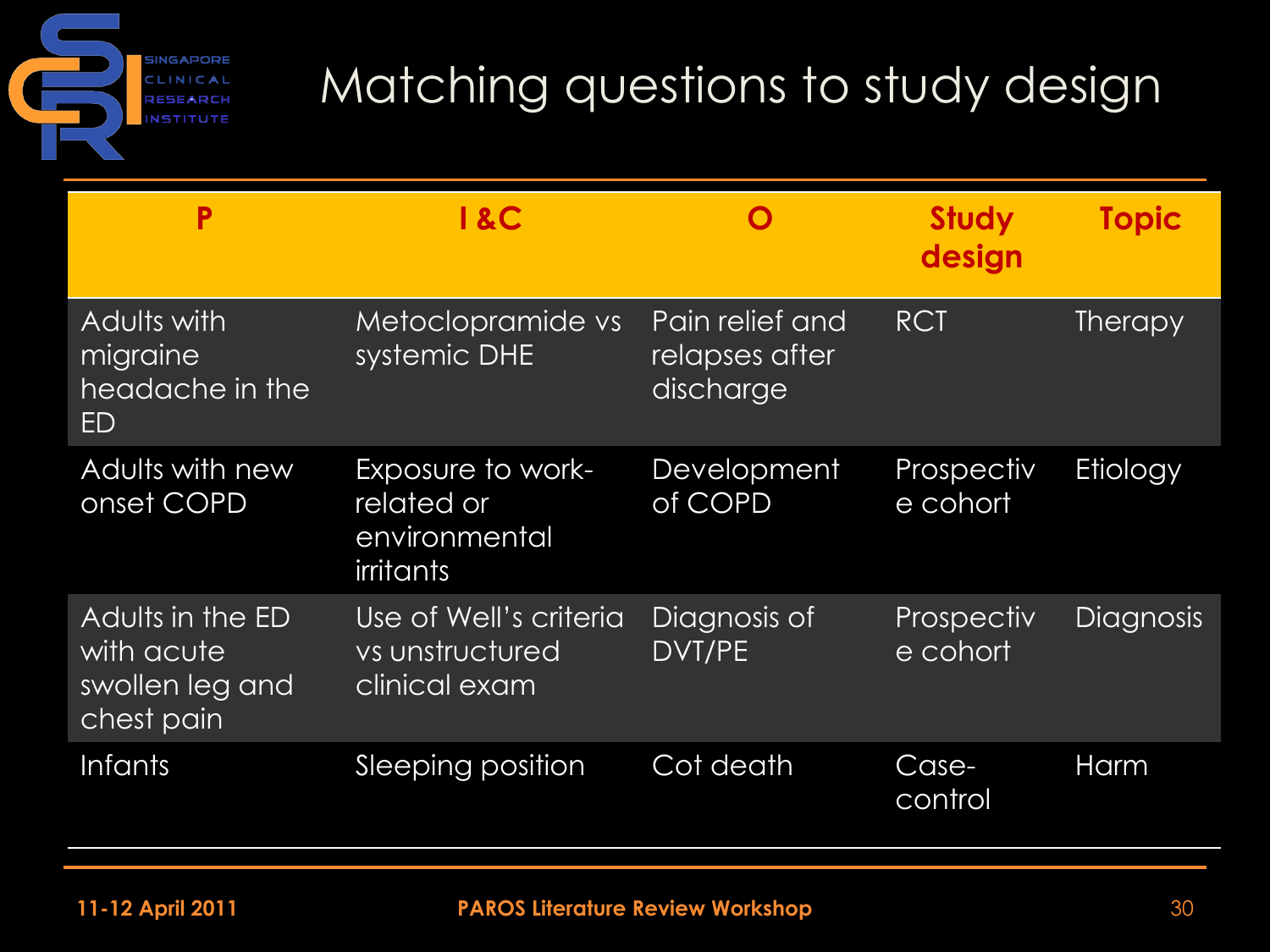# Matching questions to study design

| P | I &C | O | Study design | Topic |
|---|---|---|---|---|
| Adults with migraine headache in the ED | Metoclopramide vs systemic DHE | Pain relief and relapses after discharge | RCT | Therapy |
| Adults with new onset COPD | Exposure to work-related or environmental irritants | Development of COPD | Prospective cohort | Etiology |
| Adults in the ED with acute swollen leg and chest pain | Use of Well's criteria vs unstructured clinical exam | Diagnosis of DVT/PE | Prospective cohort | Diagnosis |
| Infants | Sleeping position | Cot death | Case-control | Harm |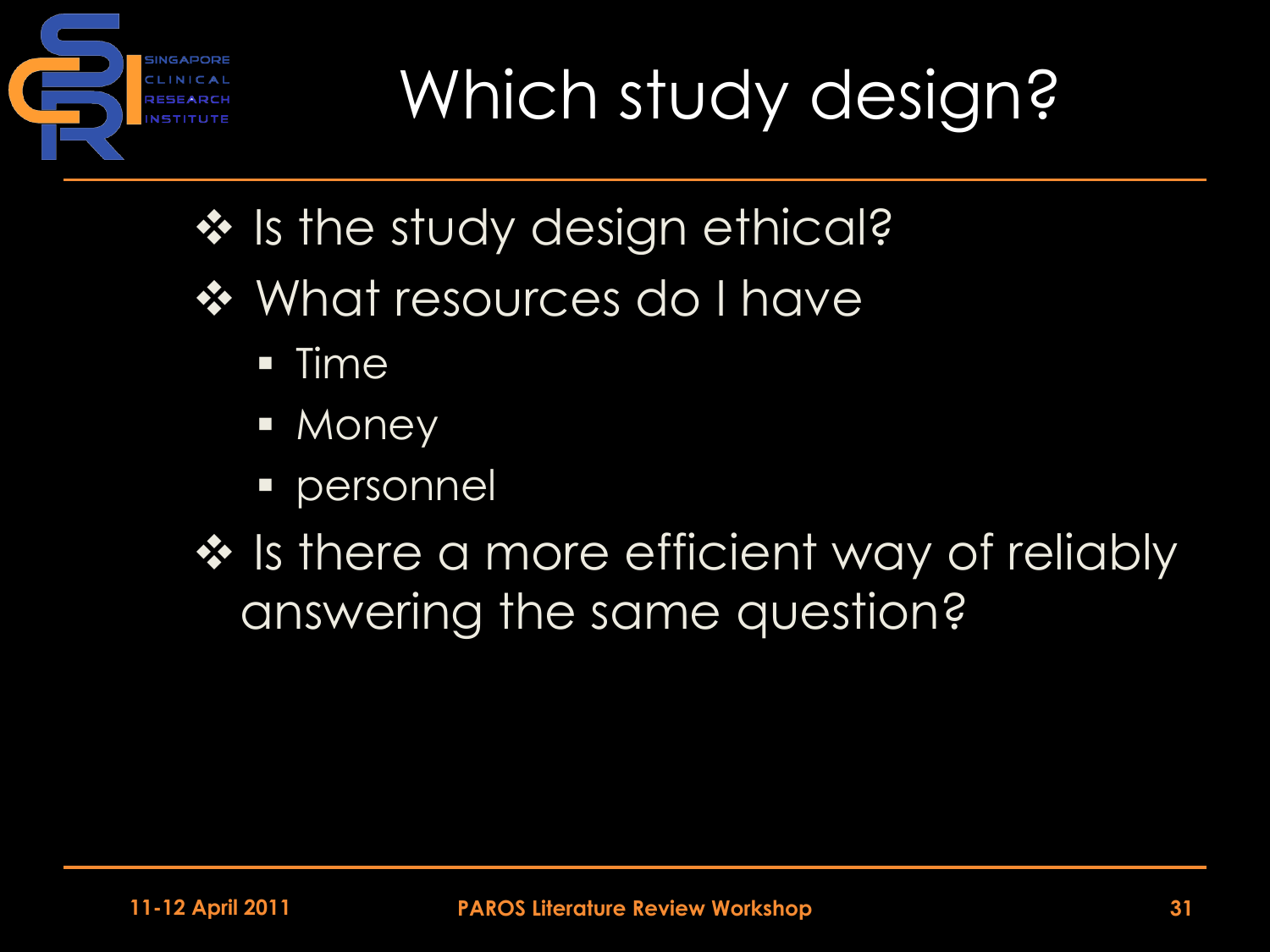# Which study design?

- Is the study design ethical?
- What resources do I have
  - Time
  - Money
  - personnel
- Is there a more efficient way of reliably answering the same question?